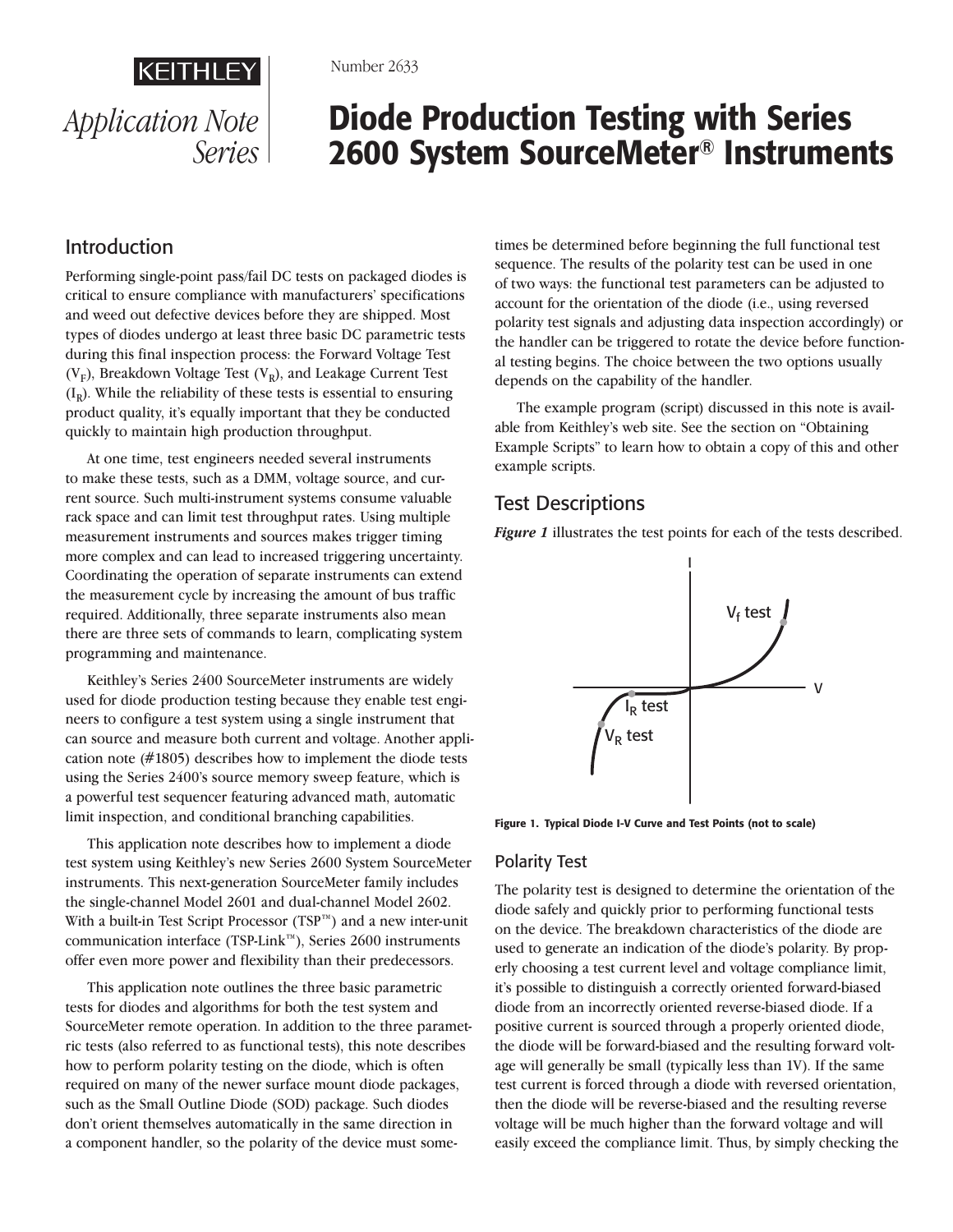KEITHLEY

*Application Note Series*

Number 2633

# Diode Production Testing with Series 2600 System SourceMeter® Instruments

## Introduction

Performing single-point pass/fail DC tests on packaged diodes is critical to ensure compliance with manufacturers' specifications and weed out defective devices before they are shipped. Most types of diodes undergo at least three basic DC parametric tests during this final inspection process: the Forward Voltage Test ($V_F$), Breakdown Voltage Test ($V_R$), and Leakage Current Test ($I_R$). While the reliability of these tests is essential to ensuring product quality, it's equally important that they be conducted quickly to maintain high production throughput.

At one time, test engineers needed several instruments to make these tests, such as a DMM, voltage source, and current source. Such multi-instrument systems consume valuable rack space and can limit test throughput rates. Using multiple measurement instruments and sources makes trigger timing more complex and can lead to increased triggering uncertainty. Coordinating the operation of separate instruments can extend the measurement cycle by increasing the amount of bus traffic required. Additionally, three separate instruments also mean there are three sets of commands to learn, complicating system programming and maintenance.

Keithley's Series 2400 SourceMeter instruments are widely used for diode production testing because they enable test engineers to configure a test system using a single instrument that can source and measure both current and voltage. Another application note (#1805) describes how to implement the diode tests using the Series 2400's source memory sweep feature, which is a powerful test sequencer featuring advanced math, automatic limit inspection, and conditional branching capabilities.

This application note describes how to implement a diode test system using Keithley's new Series 2600 System SourceMeter instruments. This next-generation SourceMeter family includes the single-channel Model 2601 and dual-channel Model 2602. With a built-in Test Script Processor (TSP™) and a new inter-unit communication interface (TSP-Link™), Series 2600 instruments offer even more power and flexibility than their predecessors.

This application note outlines the three basic parametric tests for diodes and algorithms for both the test system and SourceMeter remote operation. In addition to the three parametric tests (also referred to as functional tests), this note describes how to perform polarity testing on the diode, which is often required on many of the newer surface mount diode packages, such as the Small Outline Diode (SOD) package. Such diodes don't orient themselves automatically in the same direction in a component handler, so the polarity of the device must sometimes be determined before beginning the full functional test sequence. The results of the polarity test can be used in one of two ways: the functional test parameters can be adjusted to account for the orientation of the diode (i.e., using reversed polarity test signals and adjusting data inspection accordingly) or the handler can be triggered to rotate the device before functional testing begins. The choice between the two options usually depends on the capability of the handler.

The example program (script) discussed in this note is available from Keithley's web site. See the section on "Obtaining Example Scripts" to learn how to obtain a copy of this and other example scripts.

## Test Descriptions

***Figure 1*** illustrates the test points for each of the tests described.

**Figure 1. Typical Diode I-V Curve and Test Points (not to scale)**

### Polarity Test

The polarity test is designed to determine the orientation of the diode safely and quickly prior to performing functional tests on the device. The breakdown characteristics of the diode are used to generate an indication of the diode's polarity. By properly choosing a test current level and voltage compliance limit, it's possible to distinguish a correctly oriented forward-biased diode from an incorrectly oriented reverse-biased diode. If a positive current is sourced through a properly oriented diode, the diode will be forward-biased and the resulting forward voltage will generally be small (typically less than 1V). If the same test current is forced through a diode with reversed orientation, then the diode will be reverse-biased and the resulting reverse voltage will be much higher than the forward voltage and will easily exceed the compliance limit. Thus, by simply checking the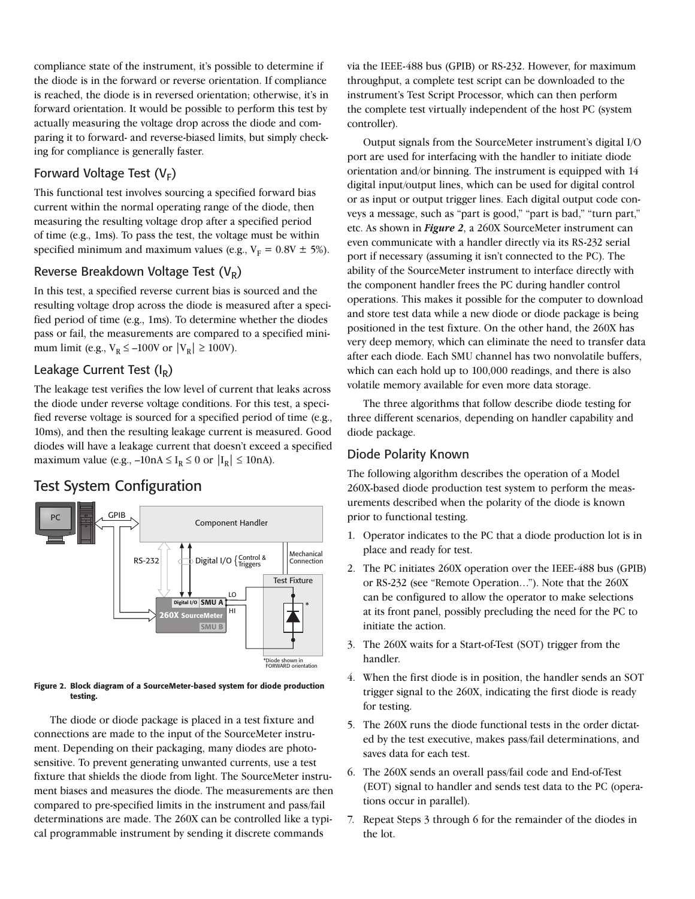compliance state of the instrument, it's possible to determine if the diode is in the forward or reverse orientation. If compliance is reached, the diode is in reversed orientation; otherwise, it's in forward orientation. It would be possible to perform this test by actually measuring the voltage drop across the diode and comparing it to forward- and reverse-biased limits, but simply checking for compliance is generally faster.

### Forward Voltage Test ($V_F$)

This functional test involves sourcing a specified forward bias current within the normal operating range of the diode, then measuring the resulting voltage drop after a specified period of time (e.g., 1ms). To pass the test, the voltage must be within specified minimum and maximum values (e.g., $V_F = 0.8V \pm 5\%$).

### Reverse Breakdown Voltage Test ($V_R$)

In this test, a specified reverse current bias is sourced and the resulting voltage drop across the diode is measured after a specified period of time (e.g., 1ms). To determine whether the diodes pass or fail, the measurements are compared to a specified minimum limit (e.g., $V_R \leq -100V$ or $|V_R| \geq 100V$).

### Leakage Current Test ($I_R$)

The leakage test verifies the low level of current that leaks across the diode under reverse voltage conditions. For this test, a specified reverse voltage is sourced for a specified period of time (e.g., 10ms), and then the resulting leakage current is measured. Good diodes will have a leakage current that doesn't exceed a specified maximum value (e.g., $-10nA \leq I_R \leq 0$ or $|I_R| \leq 10nA$).

## Test System Configuration

**Figure 2. Block diagram of a SourceMeter-based system for diode production testing.**

The diode or diode package is placed in a test fixture and connections are made to the input of the SourceMeter instrument. Depending on their packaging, many diodes are photosensitive. To prevent generating unwanted currents, use a test fixture that shields the diode from light. The SourceMeter instrument biases and measures the diode. The measurements are then compared to pre-specified limits in the instrument and pass/fail determinations are made. The 260X can be controlled like a typical programmable instrument by sending it discrete commands via the IEEE-488 bus (GPIB) or RS-232. However, for maximum throughput, a complete test script can be downloaded to the instrument's Test Script Processor, which can then perform the complete test virtually independent of the host PC (system controller).

Output signals from the SourceMeter instrument's digital I/O port are used for interfacing with the handler to initiate diode orientation and/or binning. The instrument is equipped with 14 digital input/output lines, which can be used for digital control or as input or output trigger lines. Each digital output code conveys a message, such as "part is good," "part is bad," "turn part," etc. As shown in ***Figure 2***, a 260X SourceMeter instrument can even communicate with a handler directly via its RS-232 serial port if necessary (assuming it isn't connected to the PC). The ability of the SourceMeter instrument to interface directly with the component handler frees the PC during handler control operations. This makes it possible for the computer to download and store test data while a new diode or diode package is being positioned in the test fixture. On the other hand, the 260X has very deep memory, which can eliminate the need to transfer data after each diode. Each SMU channel has two nonvolatile buffers, which can each hold up to 100,000 readings, and there is also volatile memory available for even more data storage.

The three algorithms that follow describe diode testing for three different scenarios, depending on handler capability and diode package.

### Diode Polarity Known

The following algorithm describes the operation of a Model 260X-based diode production test system to perform the measurements described when the polarity of the diode is known prior to functional testing.

1. Operator indicates to the PC that a diode production lot is in place and ready for test.
2. The PC initiates 260X operation over the IEEE-488 bus (GPIB) or RS-232 (see "Remote Operation…"). Note that the 260X can be configured to allow the operator to make selections at its front panel, possibly precluding the need for the PC to initiate the action.
3. The 260X waits for a Start-of-Test (SOT) trigger from the handler.
4. When the first diode is in position, the handler sends an SOT trigger signal to the 260X, indicating the first diode is ready for testing.
5. The 260X runs the diode functional tests in the order dictated by the test executive, makes pass/fail determinations, and saves data for each test.
6. The 260X sends an overall pass/fail code and End-of-Test (EOT) signal to handler and sends test data to the PC (operations occur in parallel).
7. Repeat Steps 3 through 6 for the remainder of the diodes in the lot.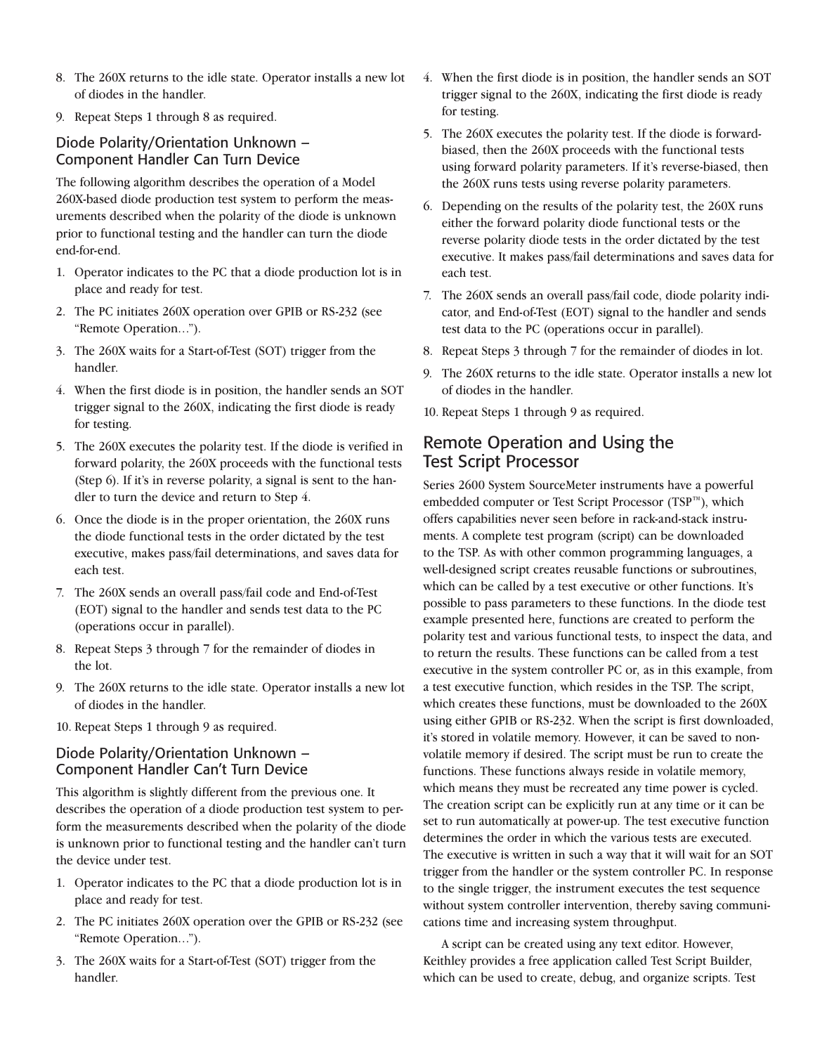8. The 260X returns to the idle state. Operator installs a new lot of diodes in the handler.
9. Repeat Steps 1 through 8 as required.

### Diode Polarity/Orientation Unknown – Component Handler Can Turn Device

The following algorithm describes the operation of a Model 260X-based diode production test system to perform the measurements described when the polarity of the diode is unknown prior to functional testing and the handler can turn the diode end-for-end.

1. Operator indicates to the PC that a diode production lot is in place and ready for test.
2. The PC initiates 260X operation over GPIB or RS-232 (see "Remote Operation…").
3. The 260X waits for a Start-of-Test (SOT) trigger from the handler.
4. When the first diode is in position, the handler sends an SOT trigger signal to the 260X, indicating the first diode is ready for testing.
5. The 260X executes the polarity test. If the diode is verified in forward polarity, the 260X proceeds with the functional tests (Step 6). If it's in reverse polarity, a signal is sent to the handler to turn the device and return to Step 4.
6. Once the diode is in the proper orientation, the 260X runs the diode functional tests in the order dictated by the test executive, makes pass/fail determinations, and saves data for each test.
7. The 260X sends an overall pass/fail code and End-of-Test (EOT) signal to the handler and sends test data to the PC (operations occur in parallel).
8. Repeat Steps 3 through 7 for the remainder of diodes in the lot.
9. The 260X returns to the idle state. Operator installs a new lot of diodes in the handler.
10. Repeat Steps 1 through 9 as required.

### Diode Polarity/Orientation Unknown – Component Handler Can't Turn Device

This algorithm is slightly different from the previous one. It describes the operation of a diode production test system to perform the measurements described when the polarity of the diode is unknown prior to functional testing and the handler can't turn the device under test.

1. Operator indicates to the PC that a diode production lot is in place and ready for test.
2. The PC initiates 260X operation over the GPIB or RS-232 (see "Remote Operation…").
3. The 260X waits for a Start-of-Test (SOT) trigger from the handler.
4. When the first diode is in position, the handler sends an SOT trigger signal to the 260X, indicating the first diode is ready for testing.
5. The 260X executes the polarity test. If the diode is forward-biased, then the 260X proceeds with the functional tests using forward polarity parameters. If it's reverse-biased, then the 260X runs tests using reverse polarity parameters.
6. Depending on the results of the polarity test, the 260X runs either the forward polarity diode functional tests or the reverse polarity diode tests in the order dictated by the test executive. It makes pass/fail determinations and saves data for each test.
7. The 260X sends an overall pass/fail code, diode polarity indicator, and End-of-Test (EOT) signal to the handler and sends test data to the PC (operations occur in parallel).
8. Repeat Steps 3 through 7 for the remainder of diodes in lot.
9. The 260X returns to the idle state. Operator installs a new lot of diodes in the handler.
10. Repeat Steps 1 through 9 as required.

## Remote Operation and Using the Test Script Processor

Series 2600 System SourceMeter instruments have a powerful embedded computer or Test Script Processor (TSP™), which offers capabilities never seen before in rack-and-stack instruments. A complete test program (script) can be downloaded to the TSP. As with other common programming languages, a well-designed script creates reusable functions or subroutines, which can be called by a test executive or other functions. It's possible to pass parameters to these functions. In the diode test example presented here, functions are created to perform the polarity test and various functional tests, to inspect the data, and to return the results. These functions can be called from a test executive in the system controller PC or, as in this example, from a test executive function, which resides in the TSP. The script, which creates these functions, must be downloaded to the 260X using either GPIB or RS-232. When the script is first downloaded, it's stored in volatile memory. However, it can be saved to non-volatile memory if desired. The script must be run to create the functions. These functions always reside in volatile memory, which means they must be recreated any time power is cycled. The creation script can be explicitly run at any time or it can be set to run automatically at power-up. The test executive function determines the order in which the various tests are executed. The executive is written in such a way that it will wait for an SOT trigger from the handler or the system controller PC. In response to the single trigger, the instrument executes the test sequence without system controller intervention, thereby saving communications time and increasing system throughput.

A script can be created using any text editor. However, Keithley provides a free application called Test Script Builder, which can be used to create, debug, and organize scripts. Test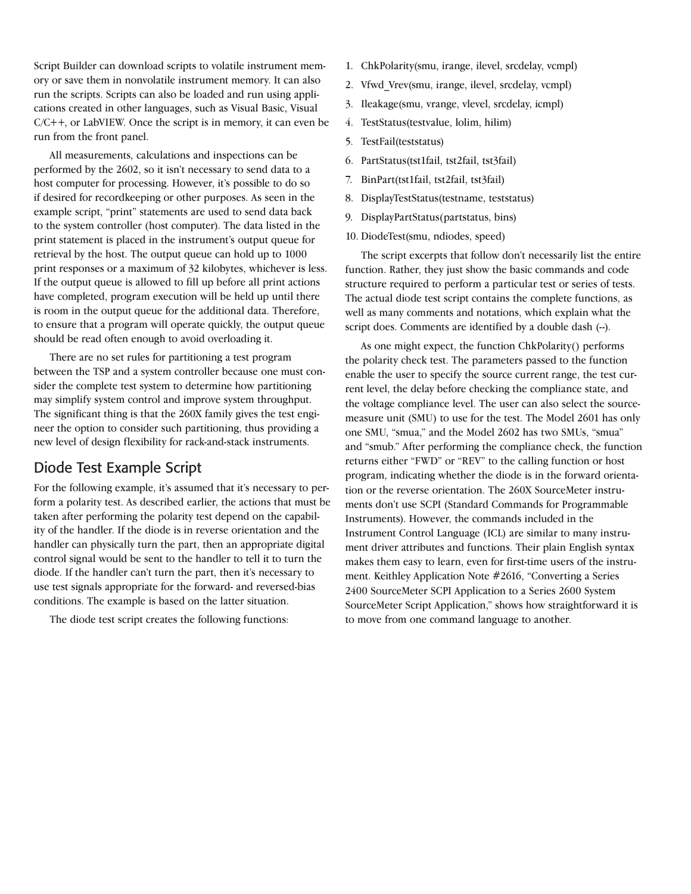Script Builder can download scripts to volatile instrument memory or save them in nonvolatile instrument memory. It can also run the scripts. Scripts can also be loaded and run using applications created in other languages, such as Visual Basic, Visual C/C++, or LabVIEW. Once the script is in memory, it can even be run from the front panel.

All measurements, calculations and inspections can be performed by the 2602, so it isn't necessary to send data to a host computer for processing. However, it's possible to do so if desired for recordkeeping or other purposes. As seen in the example script, "print" statements are used to send data back to the system controller (host computer). The data listed in the print statement is placed in the instrument's output queue for retrieval by the host. The output queue can hold up to 1000 print responses or a maximum of 32 kilobytes, whichever is less. If the output queue is allowed to fill up before all print actions have completed, program execution will be held up until there is room in the output queue for the additional data. Therefore, to ensure that a program will operate quickly, the output queue should be read often enough to avoid overloading it.

There are no set rules for partitioning a test program between the TSP and a system controller because one must consider the complete test system to determine how partitioning may simplify system control and improve system throughput. The significant thing is that the 260X family gives the test engineer the option to consider such partitioning, thus providing a new level of design flexibility for rack-and-stack instruments.

## Diode Test Example Script

For the following example, it's assumed that it's necessary to perform a polarity test. As described earlier, the actions that must be taken after performing the polarity test depend on the capability of the handler. If the diode is in reverse orientation and the handler can physically turn the part, then an appropriate digital control signal would be sent to the handler to tell it to turn the diode. If the handler can't turn the part, then it's necessary to use test signals appropriate for the forward- and reversed-bias conditions. The example is based on the latter situation.

The diode test script creates the following functions:

1. ChkPolarity(smu, irange, ilevel, srcdelay, vcmpl)
2. Vfwd_Vrev(smu, irange, ilevel, srcdelay, vcmpl)
3. Ileakage(smu, vrange, vlevel, srcdelay, icmpl)
4. TestStatus(testvalue, lolim, hilim)
5. TestFail(teststatus)
6. PartStatus(tst1fail, tst2fail, tst3fail)
7. BinPart(tst1fail, tst2fail, tst3fail)
8. DisplayTestStatus(testname, teststatus)
9. DisplayPartStatus(partstatus, bins)
10. DiodeTest(smu, ndiodes, speed)

The script excerpts that follow don't necessarily list the entire function. Rather, they just show the basic commands and code structure required to perform a particular test or series of tests. The actual diode test script contains the complete functions, as well as many comments and notations, which explain what the script does. Comments are identified by a double dash (--).

As one might expect, the function ChkPolarity() performs the polarity check test. The parameters passed to the function enable the user to specify the source current range, the test current level, the delay before checking the compliance state, and the voltage compliance level. The user can also select the source-measure unit (SMU) to use for the test. The Model 2601 has only one SMU, "smua," and the Model 2602 has two SMUs, "smua" and "smub." After performing the compliance check, the function returns either "FWD" or "REV" to the calling function or host program, indicating whether the diode is in the forward orientation or the reverse orientation. The 260X SourceMeter instruments don't use SCPI (Standard Commands for Programmable Instruments). However, the commands included in the Instrument Control Language (ICL) are similar to many instrument driver attributes and functions. Their plain English syntax makes them easy to learn, even for first-time users of the instrument. Keithley Application Note #2616, "Converting a Series 2400 SourceMeter SCPI Application to a Series 2600 System SourceMeter Script Application," shows how straightforward it is to move from one command language to another.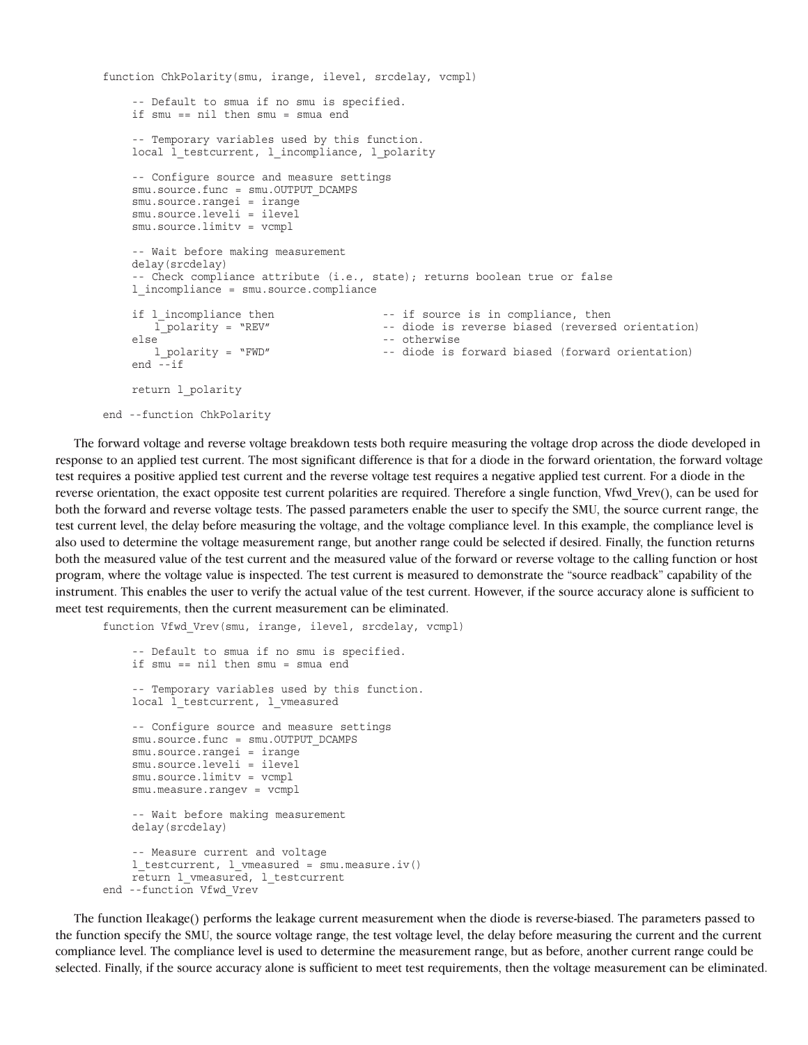```
function ChkPolarity(smu, irange, ilevel, srcdelay, vcmpl)

     -- Default to smua if no smu is specified.
     if smu == nil then smu = smua end

     -- Temporary variables used by this function.
     local l_testcurrent, l_incompliance, l_polarity

     -- Configure source and measure settings
     smu.source.func = smu.OUTPUT_DCAMPS
     smu.source.rangei = irange
     smu.source.leveli = ilevel
     smu.source.limitv = vcmpl

     -- Wait before making measurement
     delay(srcdelay)
     -- Check compliance attribute (i.e., state); returns boolean true or false
     l_incompliance = smu.source.compliance

     if l_incompliance then                -- if source is in compliance, then
        l_polarity = "REV"                 -- diode is reverse biased (reversed orientation)
     else                                  -- otherwise
        l_polarity = "FWD"                 -- diode is forward biased (forward orientation)
     end --if

     return l_polarity

end --function ChkPolarity
```

The forward voltage and reverse voltage breakdown tests both require measuring the voltage drop across the diode developed in response to an applied test current. The most significant difference is that for a diode in the forward orientation, the forward voltage test requires a positive applied test current and the reverse voltage test requires a negative applied test current. For a diode in the reverse orientation, the exact opposite test current polarities are required. Therefore a single function, Vfwd_Vrev(), can be used for both the forward and reverse voltage tests. The passed parameters enable the user to specify the SMU, the source current range, the test current level, the delay before measuring the voltage, and the voltage compliance level. In this example, the compliance level is also used to determine the voltage measurement range, but another range could be selected if desired. Finally, the function returns both the measured value of the test current and the measured value of the forward or reverse voltage to the calling function or host program, where the voltage value is inspected. The test current is measured to demonstrate the "source readback" capability of the instrument. This enables the user to verify the actual value of the test current. However, if the source accuracy alone is sufficient to meet test requirements, then the current measurement can be eliminated.

```
function Vfwd_Vrev(smu, irange, ilevel, srcdelay, vcmpl)

     -- Default to smua if no smu is specified.
     if smu == nil then smu = smua end

     -- Temporary variables used by this function.
     local l_testcurrent, l_vmeasured

     -- Configure source and measure settings
     smu.source.func = smu.OUTPUT_DCAMPS
     smu.source.rangei = irange
     smu.source.leveli = ilevel
     smu.source.limitv = vcmpl
     smu.measure.rangev = vcmpl

     -- Wait before making measurement
     delay(srcdelay)

     -- Measure current and voltage
     l_testcurrent, l_vmeasured = smu.measure.iv()
     return l_vmeasured, l_testcurrent
end --function Vfwd_Vrev
```

The function Ileakage() performs the leakage current measurement when the diode is reverse-biased. The parameters passed to the function specify the SMU, the source voltage range, the test voltage level, the delay before measuring the current and the current compliance level. The compliance level is used to determine the measurement range, but as before, another current range could be selected. Finally, if the source accuracy alone is sufficient to meet test requirements, then the voltage measurement can be eliminated.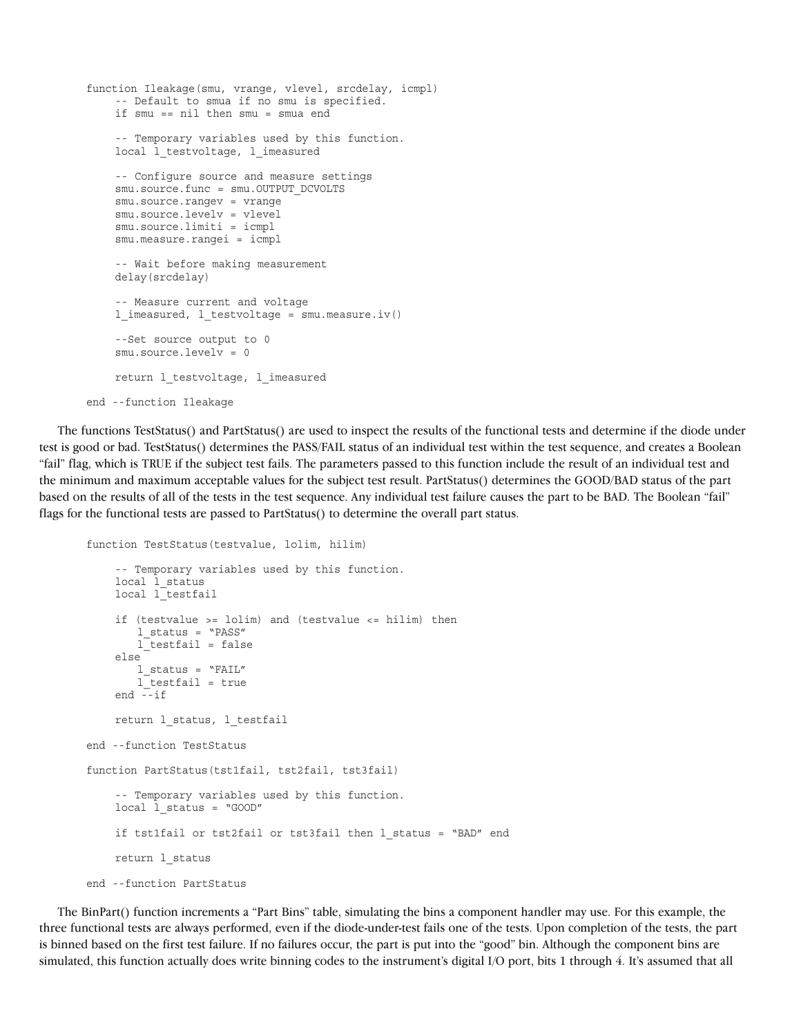```
function Ileakage(smu, vrange, vlevel, srcdelay, icmpl)
    -- Default to smua if no smu is specified.
    if smu == nil then smu = smua end

    -- Temporary variables used by this function.
    local l_testvoltage, l_imeasured

    -- Configure source and measure settings
    smu.source.func = smu.OUTPUT_DCVOLTS
    smu.source.rangev = vrange
    smu.source.levelv = vlevel
    smu.source.limiti = icmpl
    smu.measure.rangei = icmpl

    -- Wait before making measurement
    delay(srcdelay)

    -- Measure current and voltage
    l_imeasured, l_testvoltage = smu.measure.iv()

    --Set source output to 0
    smu.source.levelv = 0

    return l_testvoltage, l_imeasured

end --function Ileakage
```

The functions TestStatus() and PartStatus() are used to inspect the results of the functional tests and determine if the diode under test is good or bad. TestStatus() determines the PASS/FAIL status of an individual test within the test sequence, and creates a Boolean "fail" flag, which is TRUE if the subject test fails. The parameters passed to this function include the result of an individual test and the minimum and maximum acceptable values for the subject test result. PartStatus() determines the GOOD/BAD status of the part based on the results of all of the tests in the test sequence. Any individual test failure causes the part to be BAD. The Boolean "fail" flags for the functional tests are passed to PartStatus() to determine the overall part status.

```
function TestStatus(testvalue, lolim, hilim)

    -- Temporary variables used by this function.
    local l_status
    local l_testfail

    if (testvalue >= lolim) and (testvalue <= hilim) then
       l_status = "PASS"
       l_testfail = false
    else
       l_status = "FAIL"
       l_testfail = true
    end --if

    return l_status, l_testfail

end --function TestStatus

function PartStatus(tst1fail, tst2fail, tst3fail)

    -- Temporary variables used by this function.
    local l_status = "GOOD"

    if tst1fail or tst2fail or tst3fail then l_status = "BAD" end

    return l_status

end --function PartStatus
```

The BinPart() function increments a "Part Bins" table, simulating the bins a component handler may use. For this example, the three functional tests are always performed, even if the diode-under-test fails one of the tests. Upon completion of the tests, the part is binned based on the first test failure. If no failures occur, the part is put into the "good" bin. Although the component bins are simulated, this function actually does write binning codes to the instrument's digital I/O port, bits 1 through 4. It's assumed that all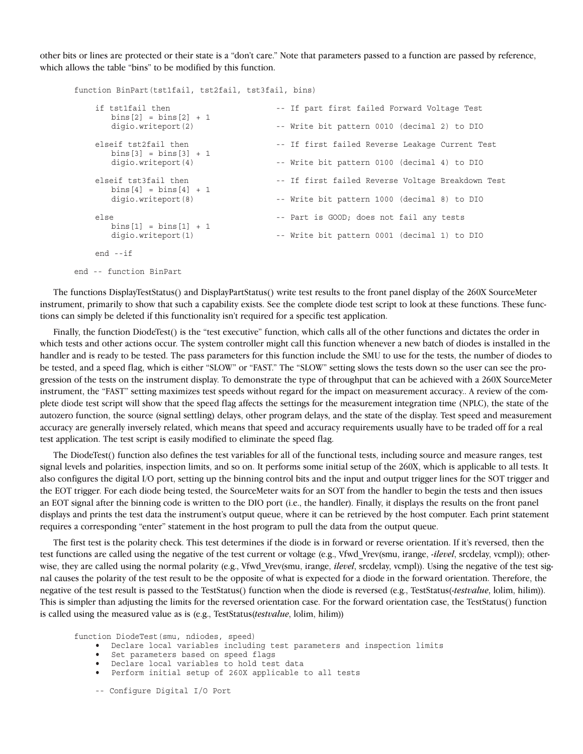other bits or lines are protected or their state is a "don't care." Note that parameters passed to a function are passed by reference, which allows the table "bins" to be modified by this function.

```
function BinPart(tst1fail, tst2fail, tst3fail, bins)

    if tst1fail then                    -- If part first failed Forward Voltage Test
       bins[2] = bins[2] + 1
       digio.writeport(2)               -- Write bit pattern 0010 (decimal 2) to DIO

    elseif tst2fail then                -- If first failed Reverse Leakage Current Test
       bins[3] = bins[3] + 1
       digio.writeport(4)               -- Write bit pattern 0100 (decimal 4) to DIO

    elseif tst3fail then                -- If first failed Reverse Voltage Breakdown Test
       bins[4] = bins[4] + 1
       digio.writeport(8)               -- Write bit pattern 1000 (decimal 8) to DIO

    else                                -- Part is GOOD; does not fail any tests
       bins[1] = bins[1] + 1
       digio.writeport(1)               -- Write bit pattern 0001 (decimal 1) to DIO

    end --if

end -- function BinPart
```

The functions DisplayTestStatus() and DisplayPartStatus() write test results to the front panel display of the 260X SourceMeter instrument, primarily to show that such a capability exists. See the complete diode test script to look at these functions. These functions can simply be deleted if this functionality isn't required for a specific test application.

Finally, the function DiodeTest() is the "test executive" function, which calls all of the other functions and dictates the order in which tests and other actions occur. The system controller might call this function whenever a new batch of diodes is installed in the handler and is ready to be tested. The pass parameters for this function include the SMU to use for the tests, the number of diodes to be tested, and a speed flag, which is either "SLOW" or "FAST." The "SLOW" setting slows the tests down so the user can see the progression of the tests on the instrument display. To demonstrate the type of throughput that can be achieved with a 260X SourceMeter instrument, the "FAST" setting maximizes test speeds without regard for the impact on measurement accuracy.. A review of the complete diode test script will show that the speed flag affects the settings for the measurement integration time (NPLC), the state of the autozero function, the source (signal settling) delays, other program delays, and the state of the display. Test speed and measurement accuracy are generally inversely related, which means that speed and accuracy requirements usually have to be traded off for a real test application. The test script is easily modified to eliminate the speed flag.

The DiodeTest() function also defines the test variables for all of the functional tests, including source and measure ranges, test signal levels and polarities, inspection limits, and so on. It performs some initial setup of the 260X, which is applicable to all tests. It also configures the digital I/O port, setting up the binning control bits and the input and output trigger lines for the SOT trigger and the EOT trigger. For each diode being tested, the SourceMeter waits for an SOT from the handler to begin the tests and then issues an EOT signal after the binning code is written to the DIO port (i.e., the handler). Finally, it displays the results on the front panel displays and prints the test data the instrument's output queue, where it can be retrieved by the host computer. Each print statement requires a corresponding "enter" statement in the host program to pull the data from the output queue.

The first test is the polarity check. This test determines if the diode is in forward or reverse orientation. If it's reversed, then the test functions are called using the negative of the test current or voltage (e.g., Vfwd_Vrev(smu, irange, -*ilevel*, srcdelay, vcmpl)); otherwise, they are called using the normal polarity (e.g., Vfwd_Vrev(smu, irange, *ilevel*, srcdelay, vcmpl)). Using the negative of the test signal causes the polarity of the test result to be the opposite of what is expected for a diode in the forward orientation. Therefore, the negative of the test result is passed to the TestStatus() function when the diode is reversed (e.g., TestStatus(-*testvalue*, lolim, hilim)). This is simpler than adjusting the limits for the reversed orientation case. For the forward orientation case, the TestStatus() function is called using the measured value as is (e.g., TestStatus(*testvalue*, lolim, hilim))

```
function DiodeTest(smu, ndiodes, speed)
    •  Declare local variables including test parameters and inspection limits
    •  Set parameters based on speed flags
    •  Declare local variables to hold test data
    •  Perform initial setup of 260X applicable to all tests

    -- Configure Digital I/O Port
```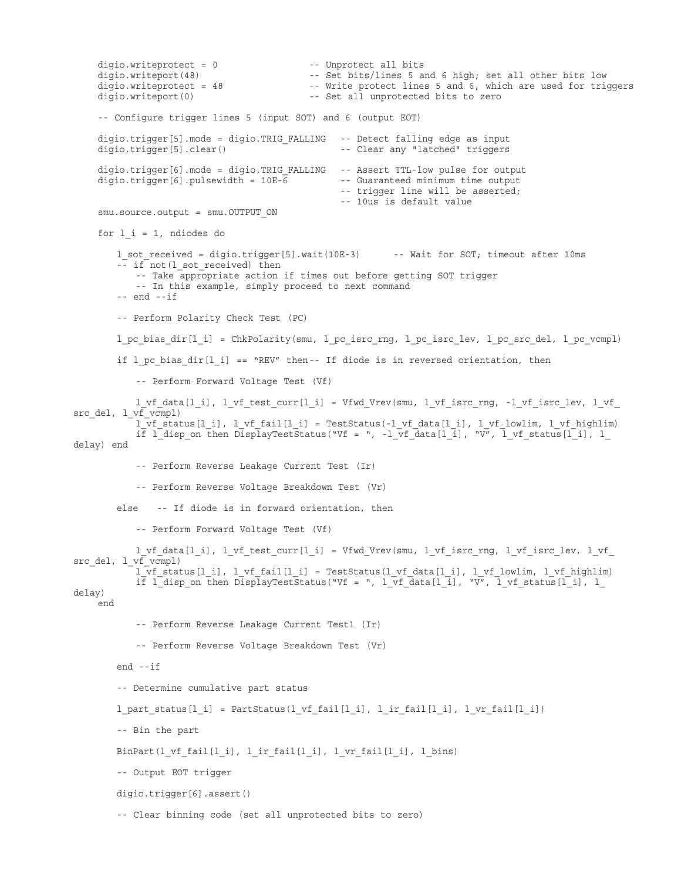```
    digio.writeprotect = 0                -- Unprotect all bits
    digio.writeport(48)                   -- Set bits/lines 5 and 6 high; set all other bits low
    digio.writeprotect = 48               -- Write protect lines 5 and 6, which are used for triggers
    digio.writeport(0)                    -- Set all unprotected bits to zero

    -- Configure trigger lines 5 (input SOT) and 6 (output EOT)

    digio.trigger[5].mode = digio.TRIG_FALLING   -- Detect falling edge as input
    digio.trigger[5].clear()                     -- Clear any "latched" triggers

    digio.trigger[6].mode = digio.TRIG_FALLING   -- Assert TTL-low pulse for output
    digio.trigger[6].pulsewidth = 10E-6          -- Guaranteed minimum time output
                                                 -- trigger line will be asserted;
                                                 -- 10us is default value
    smu.source.output = smu.OUTPUT_ON

    for l_i = 1, ndiodes do

        l_sot_received = digio.trigger[5].wait(10E-3)      -- Wait for SOT; timeout after 10ms
        -- if not(l_sot_received) then
            -- Take appropriate action if times out before getting SOT trigger
            -- In this example, simply proceed to next command
        -- end --if

        -- Perform Polarity Check Test (PC)

        l_pc_bias_dir[l_i] = ChkPolarity(smu, l_pc_isrc_rng, l_pc_isrc_lev, l_pc_src_del, l_pc_vcmpl)

        if l_pc_bias_dir[l_i] == "REV" then-- If diode is in reversed orientation, then

            -- Perform Forward Voltage Test (Vf)

            l_vf_data[l_i], l_vf_test_curr[l_i] = Vfwd_Vrev(smu, l_vf_isrc_rng, -l_vf_isrc_lev, l_vf_
src_del, l_vf_vcmpl)
            l_vf_status[l_i], l_vf_fail[l_i] = TestStatus(-l_vf_data[l_i], l_vf_lowlim, l_vf_highlim)
            if l_disp_on then DisplayTestStatus("Vf = ", -l_vf_data[l_i], "V", l_vf_status[l_i], l_
delay) end

            -- Perform Reverse Leakage Current Test (Ir)

            -- Perform Reverse Voltage Breakdown Test (Vr)

        else   -- If diode is in forward orientation, then

            -- Perform Forward Voltage Test (Vf)

            l_vf_data[l_i], l_vf_test_curr[l_i] = Vfwd_Vrev(smu, l_vf_isrc_rng, l_vf_isrc_lev, l_vf_
src_del, l_vf_vcmpl)
            l_vf_status[l_i], l_vf_fail[l_i] = TestStatus(l_vf_data[l_i], l_vf_lowlim, l_vf_highlim)
            if l_disp_on then DisplayTestStatus("Vf = ", l_vf_data[l_i], "V", l_vf_status[l_i], l_
delay)
    end

            -- Perform Reverse Leakage Current Test1 (Ir)

            -- Perform Reverse Voltage Breakdown Test (Vr)

        end --if

        -- Determine cumulative part status

        l_part_status[l_i] = PartStatus(l_vf_fail[l_i], l_ir_fail[l_i], l_vr_fail[l_i])

        -- Bin the part

        BinPart(l_vf_fail[l_i], l_ir_fail[l_i], l_vr_fail[l_i], l_bins)

        -- Output EOT trigger

        digio.trigger[6].assert()

        -- Clear binning code (set all unprotected bits to zero)
```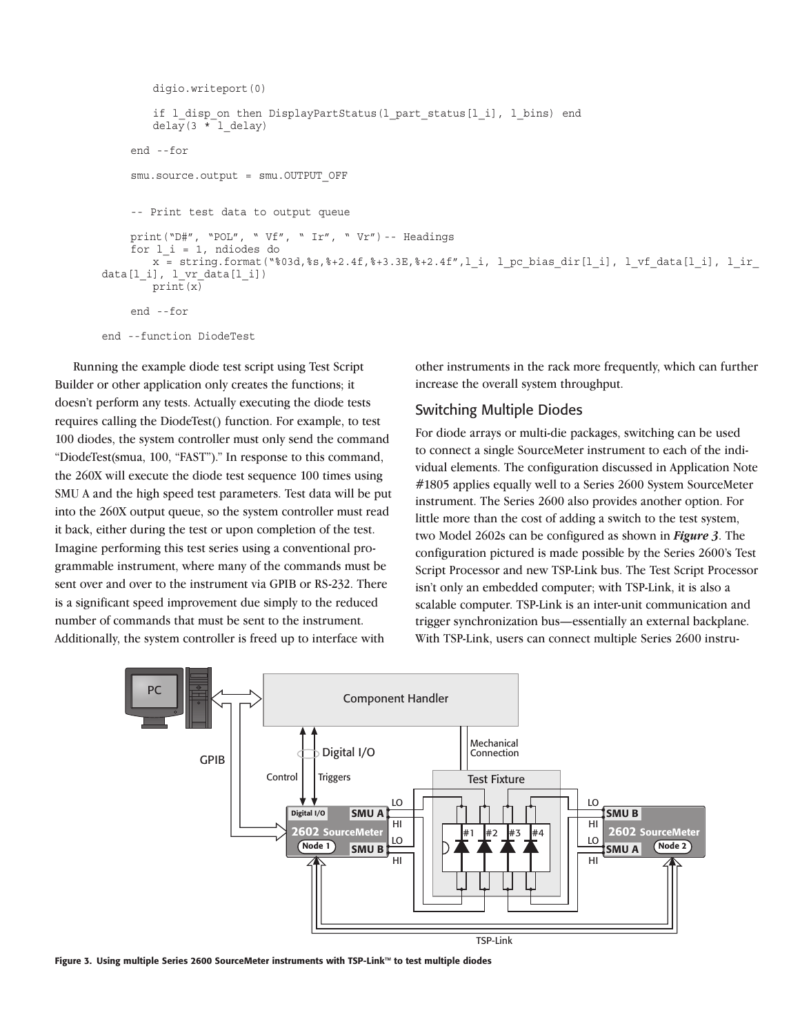```
        digio.writeport(0)

        if l_disp_on then DisplayPartStatus(l_part_status[l_i], l_bins) end
        delay(3 * l_delay)

    end --for

    smu.source.output = smu.OUTPUT_OFF


    -- Print test data to output queue

    print("D#", "POL", " Vf", " Ir", " Vr") -- Headings
    for l_i = 1, ndiodes do
        x = string.format("%03d,%s,%+2.4f,%+3.3E,%+2.4f",l_i, l_pc_bias_dir[l_i], l_vf_data[l_i], l_ir_
data[l_i], l_vr_data[l_i])
        print(x)

    end --for

end --function DiodeTest
```

Running the example diode test script using Test Script Builder or other application only creates the functions; it doesn't perform any tests. Actually executing the diode tests requires calling the DiodeTest() function. For example, to test 100 diodes, the system controller must only send the command "DiodeTest(smua, 100, "FAST")." In response to this command, the 260X will execute the diode test sequence 100 times using SMU A and the high speed test parameters. Test data will be put into the 260X output queue, so the system controller must read it back, either during the test or upon completion of the test. Imagine performing this test series using a conventional programmable instrument, where many of the commands must be sent over and over to the instrument via GPIB or RS-232. There is a significant speed improvement due simply to the reduced number of commands that must be sent to the instrument. Additionally, the system controller is freed up to interface with other instruments in the rack more frequently, which can further increase the overall system throughput.

## Switching Multiple Diodes

For diode arrays or multi-die packages, switching can be used to connect a single SourceMeter instrument to each of the individual elements. The configuration discussed in Application Note #1805 applies equally well to a Series 2600 System SourceMeter instrument. The Series 2600 also provides another option. For little more than the cost of adding a switch to the test system, two Model 2602s can be configured as shown in ***Figure 3***. The configuration pictured is made possible by the Series 2600's Test Script Processor and new TSP-Link bus. The Test Script Processor isn't only an embedded computer; with TSP-Link, it is also a scalable computer. TSP-Link is an inter-unit communication and trigger synchronization bus—essentially an external backplane. With TSP-Link, users can connect multiple Series 2600 instru-

**Figure 3. Using multiple Series 2600 SourceMeter instruments with TSP-Link™ to test multiple diodes**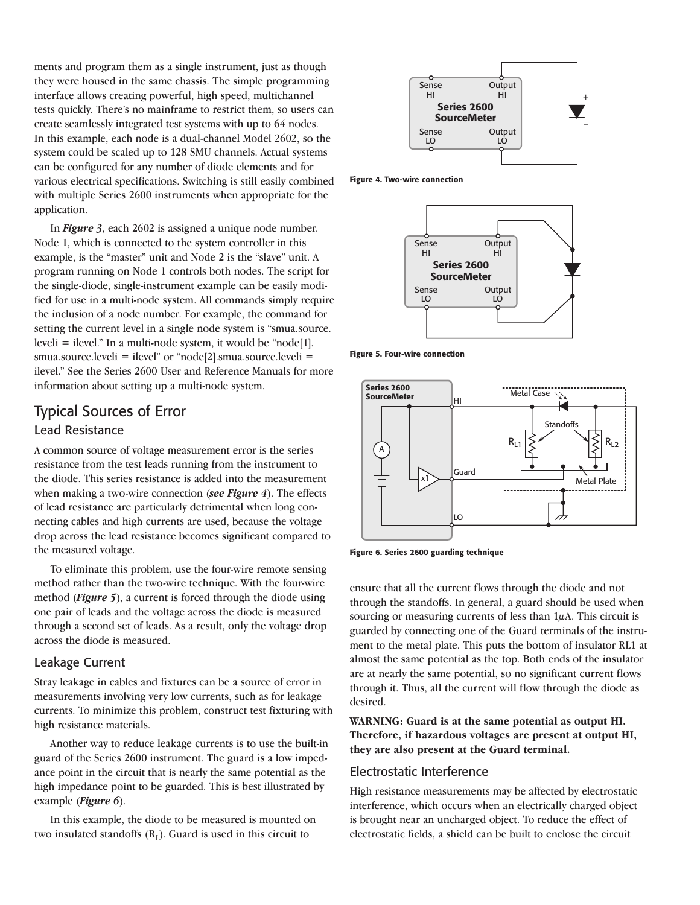ments and program them as a single instrument, just as though they were housed in the same chassis. The simple programming interface allows creating powerful, high speed, multichannel tests quickly. There's no mainframe to restrict them, so users can create seamlessly integrated test systems with up to 64 nodes. In this example, each node is a dual-channel Model 2602, so the system could be scaled up to 128 SMU channels. Actual systems can be configured for any number of diode elements and for various electrical specifications. Switching is still easily combined with multiple Series 2600 instruments when appropriate for the application.

In ***Figure 3***, each 2602 is assigned a unique node number. Node 1, which is connected to the system controller in this example, is the "master" unit and Node 2 is the "slave" unit. A program running on Node 1 controls both nodes. The script for the single-diode, single-instrument example can be easily modified for use in a multi-node system. All commands simply require the inclusion of a node number. For example, the command for setting the current level in a single node system is "smua.source.leveli = ilevel." In a multi-node system, it would be "node[1].smua.source.leveli = ilevel" or "node[2].smua.source.leveli = ilevel." See the Series 2600 User and Reference Manuals for more information about setting up a multi-node system.

## Typical Sources of Error

### Lead Resistance

A common source of voltage measurement error is the series resistance from the test leads running from the instrument to the diode. This series resistance is added into the measurement when making a two-wire connection (***see Figure 4***). The effects of lead resistance are particularly detrimental when long connecting cables and high currents are used, because the voltage drop across the lead resistance becomes significant compared to the measured voltage.

To eliminate this problem, use the four-wire remote sensing method rather than the two-wire technique. With the four-wire method (***Figure 5***), a current is forced through the diode using one pair of leads and the voltage across the diode is measured through a second set of leads. As a result, only the voltage drop across the diode is measured.

### Leakage Current

Stray leakage in cables and fixtures can be a source of error in measurements involving very low currents, such as for leakage currents. To minimize this problem, construct test fixturing with high resistance materials.

Another way to reduce leakage currents is to use the built-in guard of the Series 2600 instrument. The guard is a low impedance point in the circuit that is nearly the same potential as the high impedance point to be guarded. This is best illustrated by example (***Figure 6***).

In this example, the diode to be measured is mounted on two insulated standoffs ($R_L$). Guard is used in this circuit to ensure that all the current flows through the diode and not through the standoffs. In general, a guard should be used when sourcing or measuring currents of less than 1µA. This circuit is guarded by connecting one of the Guard terminals of the instrument to the metal plate. This puts the bottom of insulator RL1 at almost the same potential as the top. Both ends of the insulator are at nearly the same potential, so no significant current flows through it. Thus, all the current will flow through the diode as desired.

**WARNING: Guard is at the same potential as output HI. Therefore, if hazardous voltages are present at output HI, they are also present at the Guard terminal.**

**Figure 4. Two-wire connection**

**Figure 5. Four-wire connection**

**Figure 6. Series 2600 guarding technique**

### Electrostatic Interference

High resistance measurements may be affected by electrostatic interference, which occurs when an electrically charged object is brought near an uncharged object. To reduce the effect of electrostatic fields, a shield can be built to enclose the circuit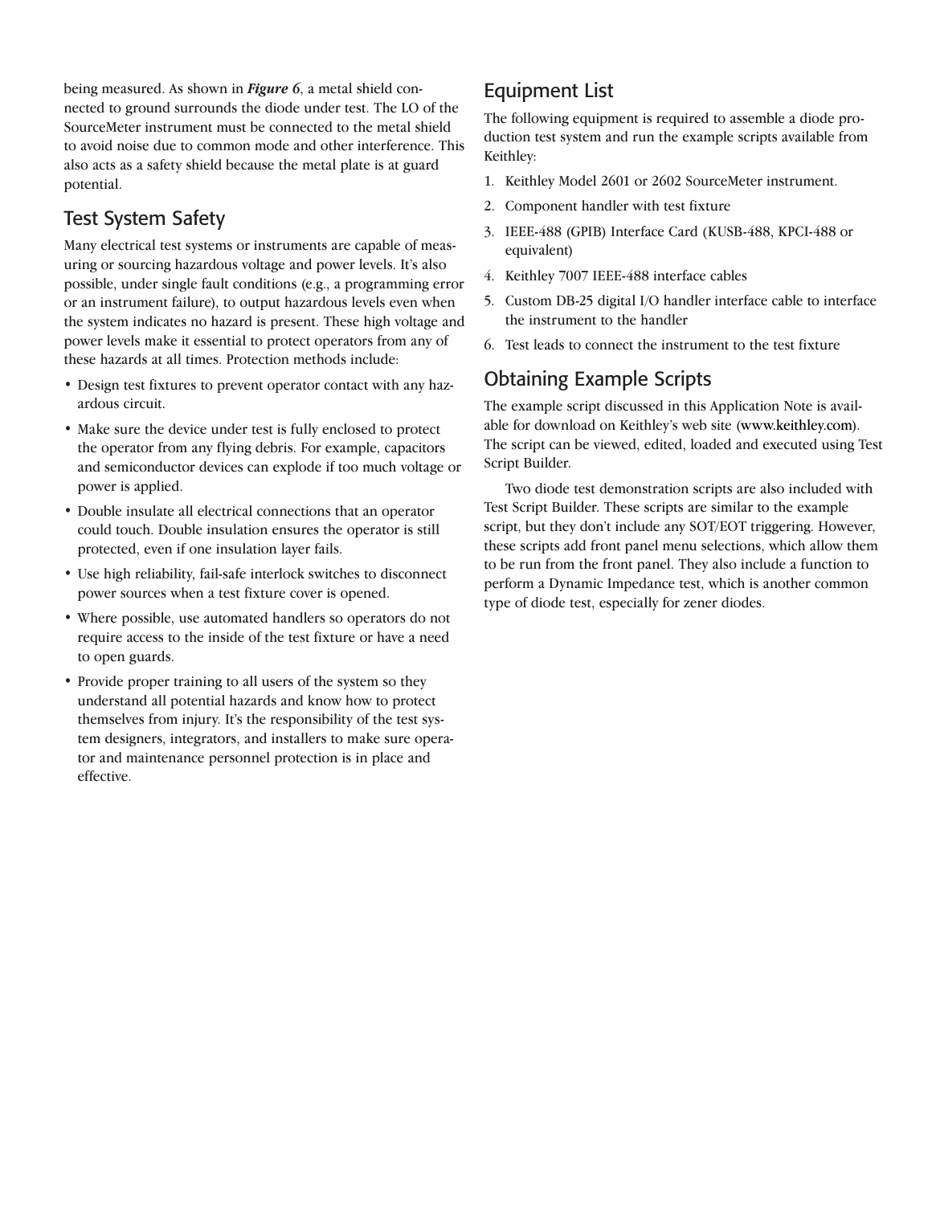being measured. As shown in ***Figure 6***, a metal shield connected to ground surrounds the diode under test. The LO of the SourceMeter instrument must be connected to the metal shield to avoid noise due to common mode and other interference. This also acts as a safety shield because the metal plate is at guard potential.

## Test System Safety

Many electrical test systems or instruments are capable of measuring or sourcing hazardous voltage and power levels. It's also possible, under single fault conditions (e.g., a programming error or an instrument failure), to output hazardous levels even when the system indicates no hazard is present. These high voltage and power levels make it essential to protect operators from any of these hazards at all times. Protection methods include:

- Design test fixtures to prevent operator contact with any hazardous circuit.
- Make sure the device under test is fully enclosed to protect the operator from any flying debris. For example, capacitors and semiconductor devices can explode if too much voltage or power is applied.
- Double insulate all electrical connections that an operator could touch. Double insulation ensures the operator is still protected, even if one insulation layer fails.
- Use high reliability, fail-safe interlock switches to disconnect power sources when a test fixture cover is opened.
- Where possible, use automated handlers so operators do not require access to the inside of the test fixture or have a need to open guards.
- Provide proper training to all users of the system so they understand all potential hazards and know how to protect themselves from injury. It's the responsibility of the test system designers, integrators, and installers to make sure operator and maintenance personnel protection is in place and effective.

## Equipment List

The following equipment is required to assemble a diode production test system and run the example scripts available from Keithley:

1. Keithley Model 2601 or 2602 SourceMeter instrument.
2. Component handler with test fixture
3. IEEE-488 (GPIB) Interface Card (KUSB-488, KPCI-488 or equivalent)
4. Keithley 7007 IEEE-488 interface cables
5. Custom DB-25 digital I/O handler interface cable to interface the instrument to the handler
6. Test leads to connect the instrument to the test fixture

## Obtaining Example Scripts

The example script discussed in this Application Note is available for download on Keithley's web site (www.keithley.com). The script can be viewed, edited, loaded and executed using Test Script Builder.

Two diode test demonstration scripts are also included with Test Script Builder. These scripts are similar to the example script, but they don't include any SOT/EOT triggering. However, these scripts add front panel menu selections, which allow them to be run from the front panel. They also include a function to perform a Dynamic Impedance test, which is another common type of diode test, especially for zener diodes.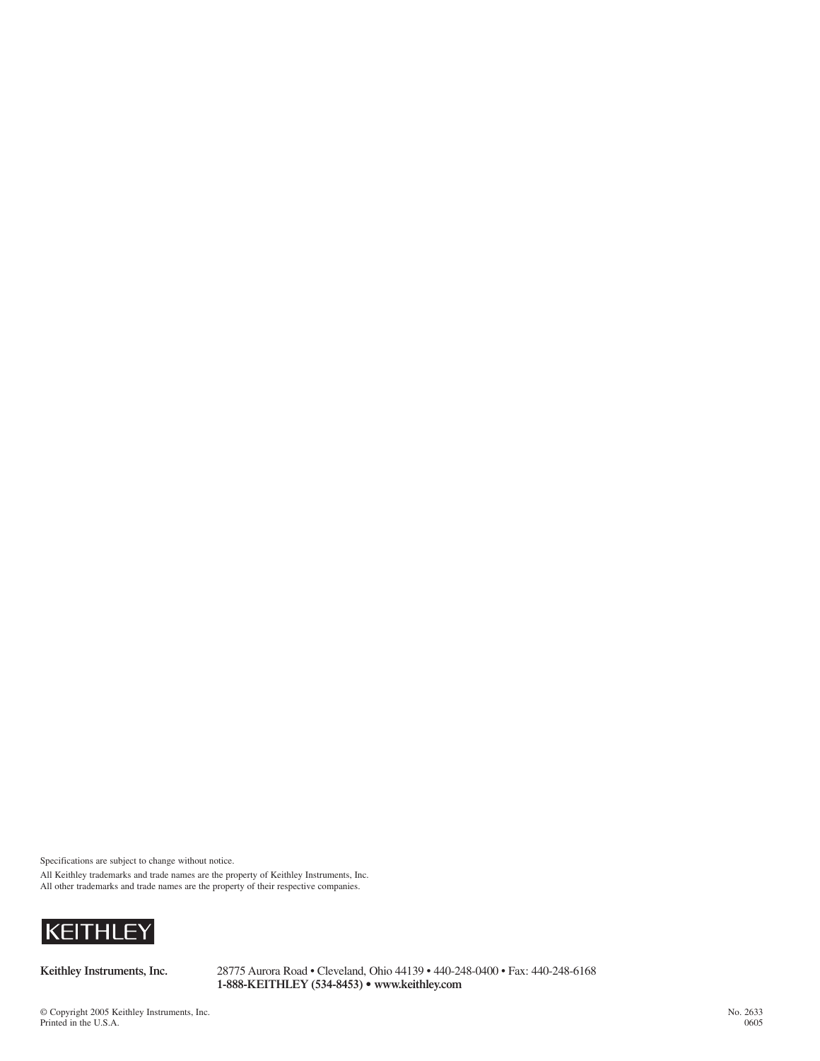Specifications are subject to change without notice.

All Keithley trademarks and trade names are the property of Keithley Instruments, Inc.
All other trademarks and trade names are the property of their respective companies.

KEITHLEY

**Keithley Instruments, Inc.** 28775 Aurora Road • Cleveland, Ohio 44139 • 440-248-0400 • Fax: 440-248-6168
**1-888-KEITHLEY (534-8453) • www.keithley.com**

© Copyright 2005 Keithley Instruments, Inc.
Printed in the U.S.A.

No. 2633
0605